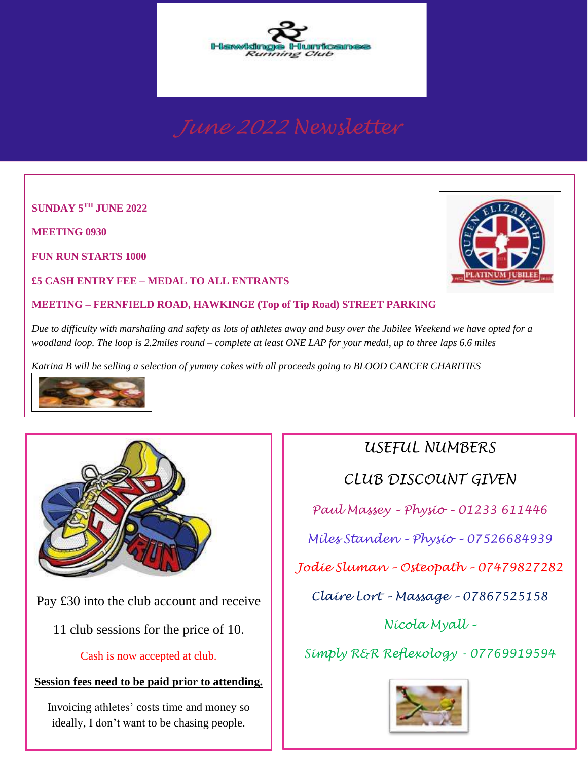Hawkinge Hurricanes Running Club

# June 2022 Newsletter

**SUNDAY 5TH JUNE 2022**

**MEETING 0930**

**FUN RUN STARTS 1000**

**£5 CASH ENTRY FEE – MEDAL TO ALL ENTRANTS**

**MEETING – FERNFIELD ROAD, HAWKINGE (Top of Tip Road) STREET PARKING**

*Due to difficulty with marshaling and safety as lots of athletes away and busy over the Jubilee Weekend we have opted for a woodland loop. The loop is 2.2miles round – complete at least ONE LAP for your medal, up to three laps 6.6 miles*

*Katrina B will be selling a selection of yummy cakes with all proceeds going to BLOOD CANCER CHARITIES*

Pay £30 into the club account and receive 11 club sessions for the price of 10.

Cash is now accepted at club.

**Session fees need to be paid prior to attending.**

Invoicing athletes' costs time and money so ideally, I don't want to be chasing people.

## USEFUL NUMBERS

## CLUB DISCOUNT GIVEN

Paul Massey – Physio – 01233 611446

Miles Standen – Physio – 07526684939

Jodie Sluman – Osteopath – 07479827282

Claire Lort – Massage – 07867525158

Nicola Myall –

Simply R&R Reflexology - 07769919594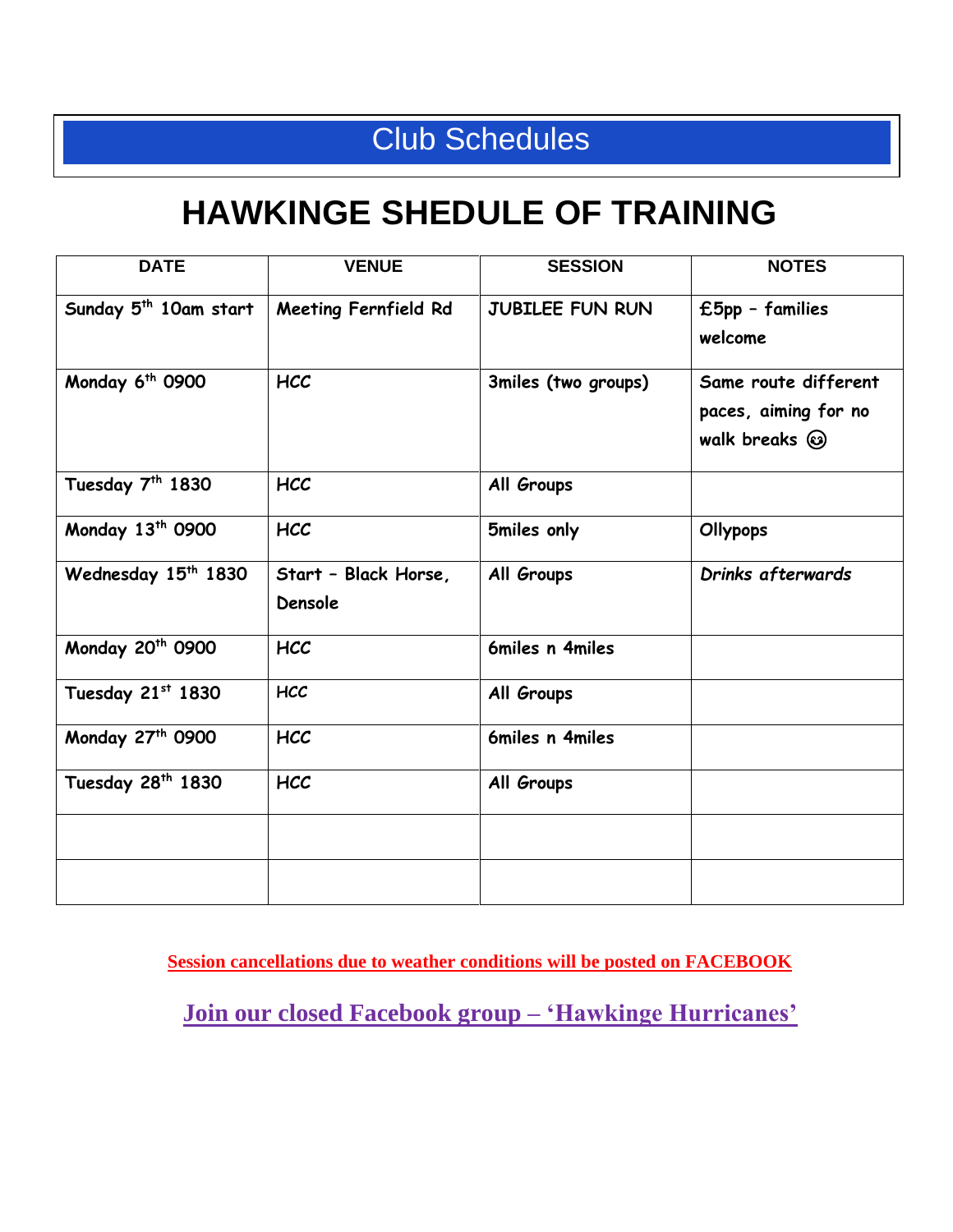## Club Schedules

# HAWKINGE SHEDULE OF TRAINING

| DATE | VENUE | SESSION | NOTES |
| --- | --- | --- | --- |
| Sunday 5th 10am start | Meeting Fernfield Rd | JUBILEE FUN RUN | £5pp – families welcome |
| Monday 6th 0900 | HCC | 3miles (two groups) | Same route different paces, aiming for no walk breaks ☺ |
| Tuesday 7th 1830 | HCC | *All Groups* | |
| Monday 13th 0900 | HCC | 5miles only | Ollypops |
| Wednesday 15th 1830 | Start – Black Horse, Densole | *All Groups* | *Drinks afterwards* |
| Monday 20th 0900 | HCC | 6miles n 4miles | |
| Tuesday 21st 1830 | HCC | *All Groups* | |
| Monday 27th 0900 | HCC | 6miles n 4miles | |
| Tuesday 28th 1830 | HCC | *All Groups* | |
| | | | |
| | | | |

**Session cancellations due to weather conditions will be posted on FACEBOOK**

**Join our closed Facebook group – 'Hawkinge Hurricanes'**